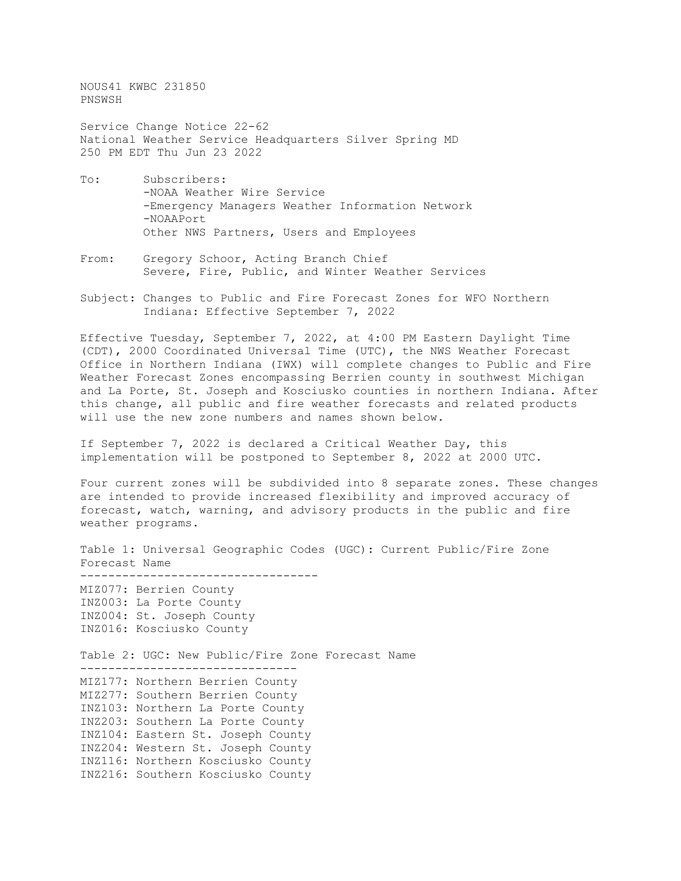NOUS41 KWBC 231850
PNSWSH

Service Change Notice 22-62
National Weather Service Headquarters Silver Spring MD
250 PM EDT Thu Jun 23 2022

To: Subscribers:
- -NOAA Weather Wire Service
- -Emergency Managers Weather Information Network
- -NOAAPort

Other NWS Partners, Users and Employees

From: Gregory Schoor, Acting Branch Chief
Severe, Fire, Public, and Winter Weather Services

Subject: Changes to Public and Fire Forecast Zones for WFO Northern Indiana: Effective September 7, 2022

Effective Tuesday, September 7, 2022, at 4:00 PM Eastern Daylight Time (CDT), 2000 Coordinated Universal Time (UTC), the NWS Weather Forecast Office in Northern Indiana (IWX) will complete changes to Public and Fire Weather Forecast Zones encompassing Berrien county in southwest Michigan and La Porte, St. Joseph and Kosciusko counties in northern Indiana. After this change, all public and fire weather forecasts and related products will use the new zone numbers and names shown below.

If September 7, 2022 is declared a Critical Weather Day, this implementation will be postponed to September 8, 2022 at 2000 UTC.

Four current zones will be subdivided into 8 separate zones. These changes are intended to provide increased flexibility and improved accuracy of forecast, watch, warning, and advisory products in the public and fire weather programs.

Table 1: Universal Geographic Codes (UGC): Current Public/Fire Zone Forecast Name

----------------------------------

MIZ077: Berrien County
INZ003: La Porte County
INZ004: St. Joseph County
INZ016: Kosciusko County

Table 2: UGC: New Public/Fire Zone Forecast Name

-------------------------------

MIZ177: Northern Berrien County
MIZ277: Southern Berrien County
INZ103: Northern La Porte County
INZ203: Southern La Porte County
INZ104: Eastern St. Joseph County
INZ204: Western St. Joseph County
INZ116: Northern Kosciusko County
INZ216: Southern Kosciusko County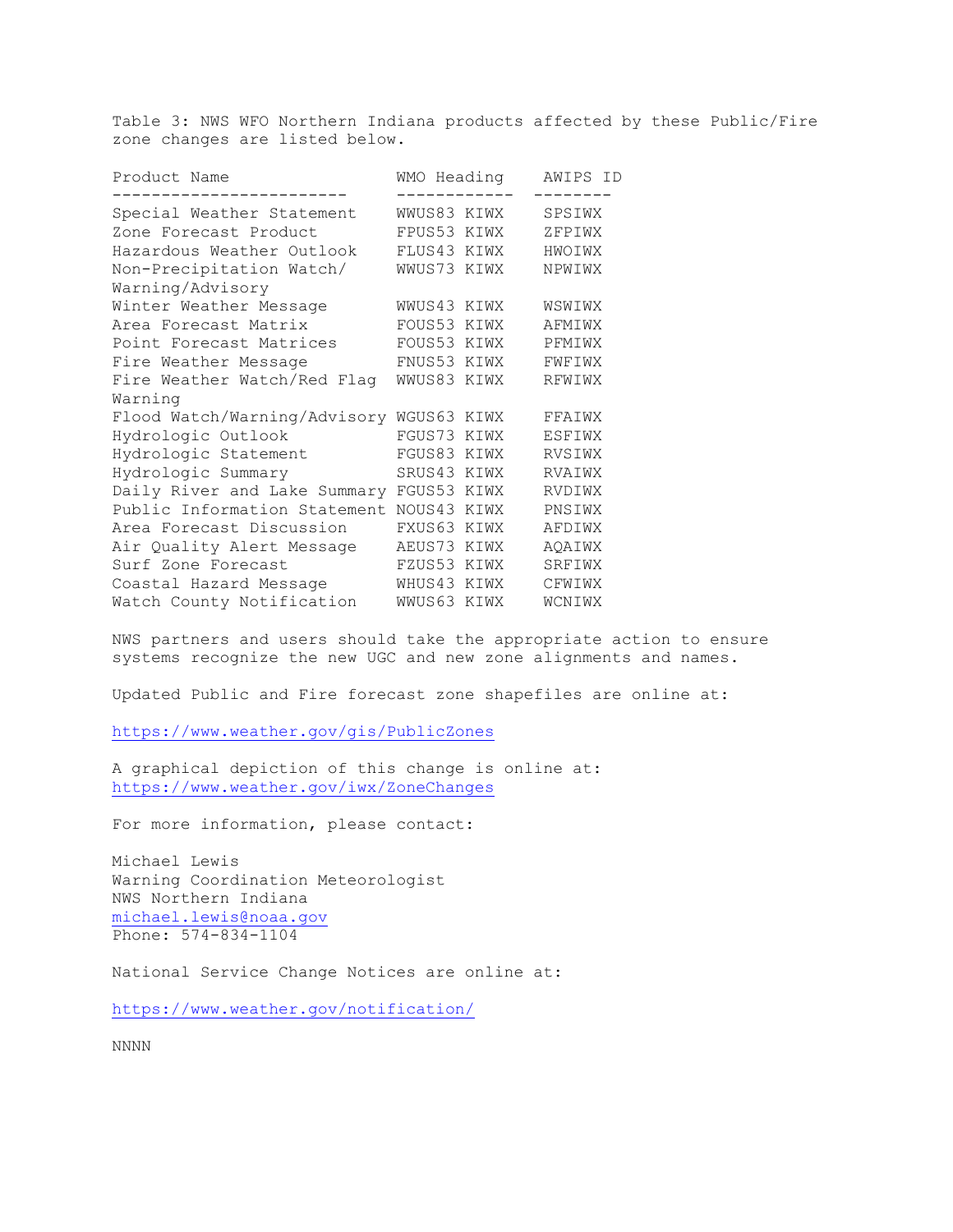Table 3: NWS WFO Northern Indiana products affected by these Public/Fire zone changes are listed below.

| Product Name | WMO Heading | AWIPS ID |
| --- | --- | --- |
| Special Weather Statement | WWUS83 KIWX | SPSIWX |
| Zone Forecast Product | FPUS53 KIWX | ZFPIWX |
| Hazardous Weather Outlook | FLUS43 KIWX | HWOIWX |
| Non-Precipitation Watch/ Warning/Advisory | WWUS73 KIWX | NPWIWX |
| Winter Weather Message | WWUS43 KIWX | WSWIWX |
| Area Forecast Matrix | FOUS53 KIWX | AFMIWX |
| Point Forecast Matrices | FOUS53 KIWX | PFMIWX |
| Fire Weather Message | FNUS53 KIWX | FWFIWX |
| Fire Weather Watch/Red Flag Warning | WWUS83 KIWX | RFWIWX |
| Flood Watch/Warning/Advisory | WGUS63 KIWX | FFAIWX |
| Hydrologic Outlook | FGUS73 KIWX | ESFIWX |
| Hydrologic Statement | FGUS83 KIWX | RVSIWX |
| Hydrologic Summary | SRUS43 KIWX | RVAIWX |
| Daily River and Lake Summary | FGUS53 KIWX | RVDIWX |
| Public Information Statement | NOUS43 KIWX | PNSIWX |
| Area Forecast Discussion | FXUS63 KIWX | AFDIWX |
| Air Quality Alert Message | AEUS73 KIWX | AQAIWX |
| Surf Zone Forecast | FZUS53 KIWX | SRFIWX |
| Coastal Hazard Message | WHUS43 KIWX | CFWIWX |
| Watch County Notification | WWUS63 KIWX | WCNIWX |

NWS partners and users should take the appropriate action to ensure systems recognize the new UGC and new zone alignments and names.

Updated Public and Fire forecast zone shapefiles are online at:

https://www.weather.gov/gis/PublicZones

A graphical depiction of this change is online at:
https://www.weather.gov/iwx/ZoneChanges

For more information, please contact:

Michael Lewis
Warning Coordination Meteorologist
NWS Northern Indiana
michael.lewis@noaa.gov
Phone: 574-834-1104

National Service Change Notices are online at:

https://www.weather.gov/notification/

NNNN